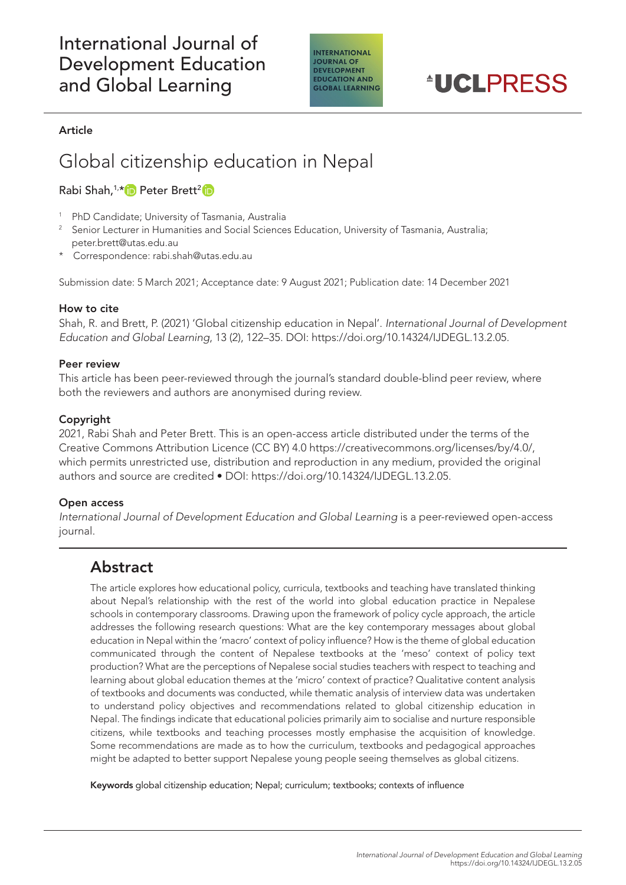International Journal of Development Education and Global Learning

UCLPRESS

**Article**

# Global citizenship education in Nepal

Rabi Shah,[1,*] Peter Brett[2]

[1] PhD Candidate; University of Tasmania, Australia
[2] Senior Lecturer in Humanities and Social Sciences Education, University of Tasmania, Australia; peter.brett@utas.edu.au
[*] Correspondence: rabi.shah@utas.edu.au

Submission date: 5 March 2021; Acceptance date: 9 August 2021; Publication date: 14 December 2021

**How to cite**

Shah, R. and Brett, P. (2021) 'Global citizenship education in Nepal'. *International Journal of Development Education and Global Learning*, 13 (2), 122–35. DOI: https://doi.org/10.14324/IJDEGL.13.2.05.

**Peer review**

This article has been peer-reviewed through the journal's standard double-blind peer review, where both the reviewers and authors are anonymised during review.

**Copyright**

2021, Rabi Shah and Peter Brett. This is an open-access article distributed under the terms of the Creative Commons Attribution Licence (CC BY) 4.0 https://creativecommons.org/licenses/by/4.0/, which permits unrestricted use, distribution and reproduction in any medium, provided the original authors and source are credited • DOI: https://doi.org/10.14324/IJDEGL.13.2.05.

**Open access**

*International Journal of Development Education and Global Learning* is a peer-reviewed open-access journal.

## Abstract

The article explores how educational policy, curricula, textbooks and teaching have translated thinking about Nepal's relationship with the rest of the world into global education practice in Nepalese schools in contemporary classrooms. Drawing upon the framework of policy cycle approach, the article addresses the following research questions: What are the key contemporary messages about global education in Nepal within the 'macro' context of policy influence? How is the theme of global education communicated through the content of Nepalese textbooks at the 'meso' context of policy text production? What are the perceptions of Nepalese social studies teachers with respect to teaching and learning about global education themes at the 'micro' context of practice? Qualitative content analysis of textbooks and documents was conducted, while thematic analysis of interview data was undertaken to understand policy objectives and recommendations related to global citizenship education in Nepal. The findings indicate that educational policies primarily aim to socialise and nurture responsible citizens, while textbooks and teaching processes mostly emphasise the acquisition of knowledge. Some recommendations are made as to how the curriculum, textbooks and pedagogical approaches might be adapted to better support Nepalese young people seeing themselves as global citizens.

**Keywords** global citizenship education; Nepal; curriculum; textbooks; contexts of influence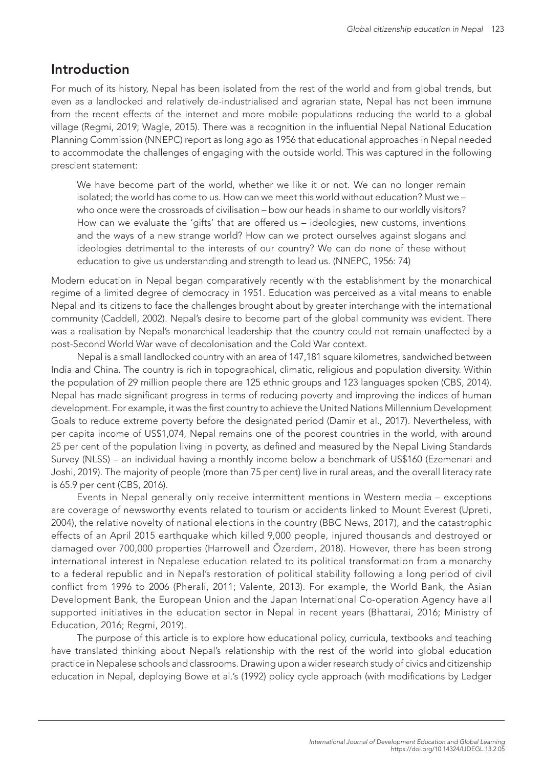## Introduction

For much of its history, Nepal has been isolated from the rest of the world and from global trends, but even as a landlocked and relatively de-industrialised and agrarian state, Nepal has not been immune from the recent effects of the internet and more mobile populations reducing the world to a global village (Regmi, 2019; Wagle, 2015). There was a recognition in the influential Nepal National Education Planning Commission (NNEPC) report as long ago as 1956 that educational approaches in Nepal needed to accommodate the challenges of engaging with the outside world. This was captured in the following prescient statement:

> We have become part of the world, whether we like it or not. We can no longer remain isolated; the world has come to us. How can we meet this world without education? Must we – who once were the crossroads of civilisation – bow our heads in shame to our worldly visitors? How can we evaluate the 'gifts' that are offered us – ideologies, new customs, inventions and the ways of a new strange world? How can we protect ourselves against slogans and ideologies detrimental to the interests of our country? We can do none of these without education to give us understanding and strength to lead us. (NNEPC, 1956: 74)

Modern education in Nepal began comparatively recently with the establishment by the monarchical regime of a limited degree of democracy in 1951. Education was perceived as a vital means to enable Nepal and its citizens to face the challenges brought about by greater interchange with the international community (Caddell, 2002). Nepal's desire to become part of the global community was evident. There was a realisation by Nepal's monarchical leadership that the country could not remain unaffected by a post-Second World War wave of decolonisation and the Cold War context.

Nepal is a small landlocked country with an area of 147,181 square kilometres, sandwiched between India and China. The country is rich in topographical, climatic, religious and population diversity. Within the population of 29 million people there are 125 ethnic groups and 123 languages spoken (CBS, 2014). Nepal has made significant progress in terms of reducing poverty and improving the indices of human development. For example, it was the first country to achieve the United Nations Millennium Development Goals to reduce extreme poverty before the designated period (Damir et al., 2017). Nevertheless, with per capita income of US$1,074, Nepal remains one of the poorest countries in the world, with around 25 per cent of the population living in poverty, as defined and measured by the Nepal Living Standards Survey (NLSS) – an individual having a monthly income below a benchmark of US$160 (Ezemenari and Joshi, 2019). The majority of people (more than 75 per cent) live in rural areas, and the overall literacy rate is 65.9 per cent (CBS, 2016).

Events in Nepal generally only receive intermittent mentions in Western media – exceptions are coverage of newsworthy events related to tourism or accidents linked to Mount Everest (Upreti, 2004), the relative novelty of national elections in the country (BBC News, 2017), and the catastrophic effects of an April 2015 earthquake which killed 9,000 people, injured thousands and destroyed or damaged over 700,000 properties (Harrowell and Özerdem, 2018). However, there has been strong international interest in Nepalese education related to its political transformation from a monarchy to a federal republic and in Nepal's restoration of political stability following a long period of civil conflict from 1996 to 2006 (Pherali, 2011; Valente, 2013). For example, the World Bank, the Asian Development Bank, the European Union and the Japan International Co-operation Agency have all supported initiatives in the education sector in Nepal in recent years (Bhattarai, 2016; Ministry of Education, 2016; Regmi, 2019).

The purpose of this article is to explore how educational policy, curricula, textbooks and teaching have translated thinking about Nepal's relationship with the rest of the world into global education practice in Nepalese schools and classrooms. Drawing upon a wider research study of civics and citizenship education in Nepal, deploying Bowe et al.'s (1992) policy cycle approach (with modifications by Ledger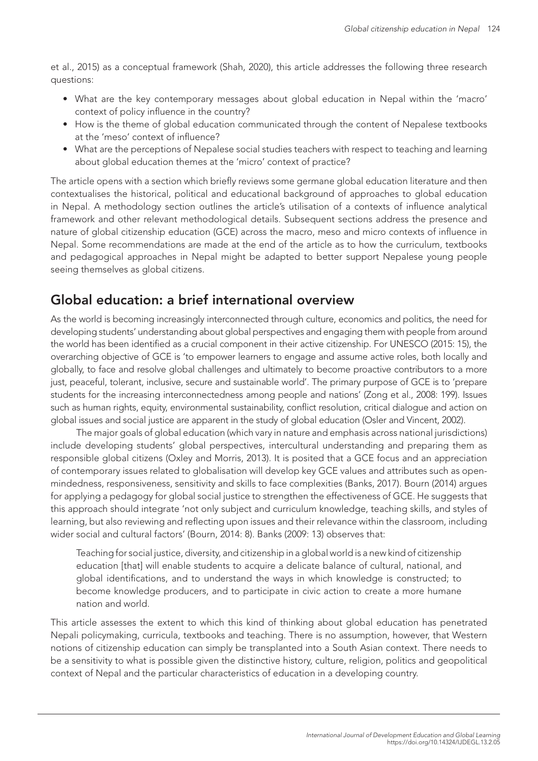et al., 2015) as a conceptual framework (Shah, 2020), this article addresses the following three research questions:

- What are the key contemporary messages about global education in Nepal within the 'macro' context of policy influence in the country?
- How is the theme of global education communicated through the content of Nepalese textbooks at the 'meso' context of influence?
- What are the perceptions of Nepalese social studies teachers with respect to teaching and learning about global education themes at the 'micro' context of practice?

The article opens with a section which briefly reviews some germane global education literature and then contextualises the historical, political and educational background of approaches to global education in Nepal. A methodology section outlines the article's utilisation of a contexts of influence analytical framework and other relevant methodological details. Subsequent sections address the presence and nature of global citizenship education (GCE) across the macro, meso and micro contexts of influence in Nepal. Some recommendations are made at the end of the article as to how the curriculum, textbooks and pedagogical approaches in Nepal might be adapted to better support Nepalese young people seeing themselves as global citizens.

## Global education: a brief international overview

As the world is becoming increasingly interconnected through culture, economics and politics, the need for developing students' understanding about global perspectives and engaging them with people from around the world has been identified as a crucial component in their active citizenship. For UNESCO (2015: 15), the overarching objective of GCE is 'to empower learners to engage and assume active roles, both locally and globally, to face and resolve global challenges and ultimately to become proactive contributors to a more just, peaceful, tolerant, inclusive, secure and sustainable world'. The primary purpose of GCE is to 'prepare students for the increasing interconnectedness among people and nations' (Zong et al., 2008: 199). Issues such as human rights, equity, environmental sustainability, conflict resolution, critical dialogue and action on global issues and social justice are apparent in the study of global education (Osler and Vincent, 2002).

The major goals of global education (which vary in nature and emphasis across national jurisdictions) include developing students' global perspectives, intercultural understanding and preparing them as responsible global citizens (Oxley and Morris, 2013). It is posited that a GCE focus and an appreciation of contemporary issues related to globalisation will develop key GCE values and attributes such as open-mindedness, responsiveness, sensitivity and skills to face complexities (Banks, 2017). Bourn (2014) argues for applying a pedagogy for global social justice to strengthen the effectiveness of GCE. He suggests that this approach should integrate 'not only subject and curriculum knowledge, teaching skills, and styles of learning, but also reviewing and reflecting upon issues and their relevance within the classroom, including wider social and cultural factors' (Bourn, 2014: 8). Banks (2009: 13) observes that:

> Teaching for social justice, diversity, and citizenship in a global world is a new kind of citizenship education [that] will enable students to acquire a delicate balance of cultural, national, and global identifications, and to understand the ways in which knowledge is constructed; to become knowledge producers, and to participate in civic action to create a more humane nation and world.

This article assesses the extent to which this kind of thinking about global education has penetrated Nepali policymaking, curricula, textbooks and teaching. There is no assumption, however, that Western notions of citizenship education can simply be transplanted into a South Asian context. There needs to be a sensitivity to what is possible given the distinctive history, culture, religion, politics and geopolitical context of Nepal and the particular characteristics of education in a developing country.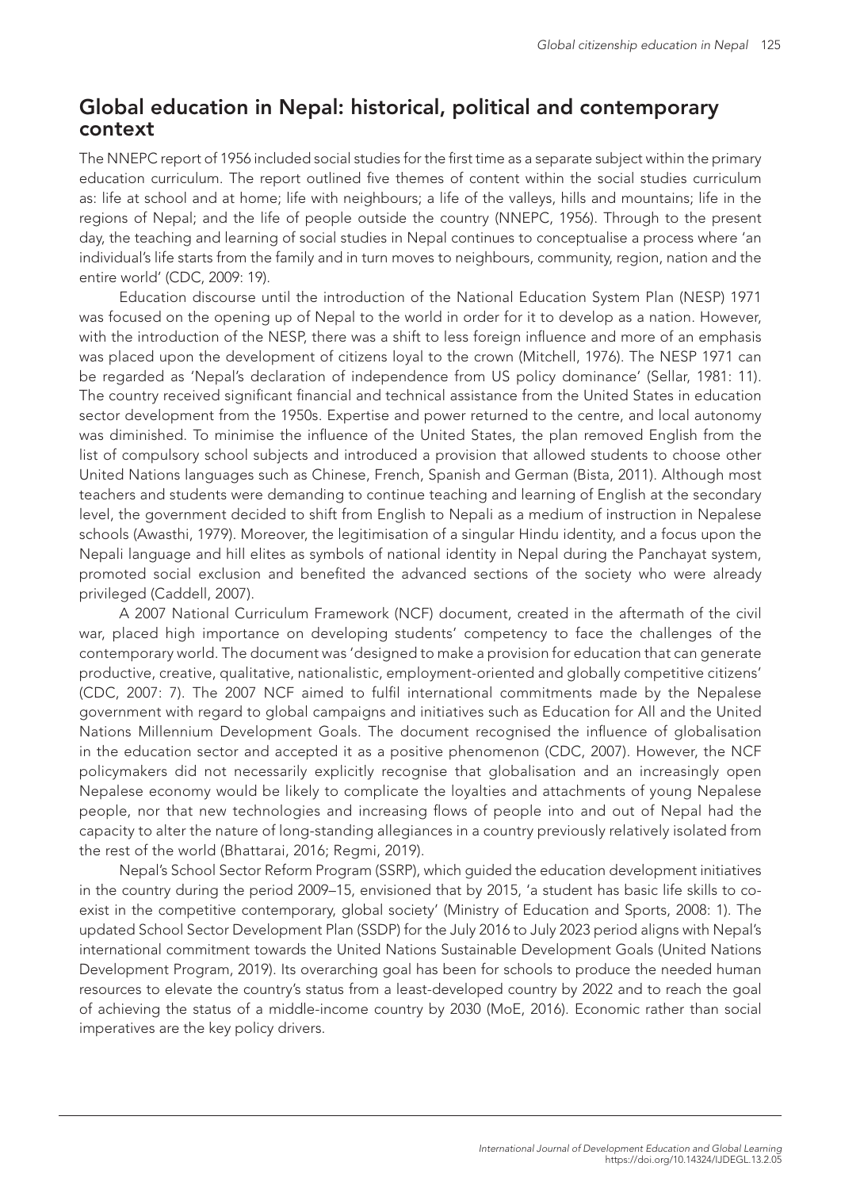## Global education in Nepal: historical, political and contemporary context

The NNEPC report of 1956 included social studies for the first time as a separate subject within the primary education curriculum. The report outlined five themes of content within the social studies curriculum as: life at school and at home; life with neighbours; a life of the valleys, hills and mountains; life in the regions of Nepal; and the life of people outside the country (NNEPC, 1956). Through to the present day, the teaching and learning of social studies in Nepal continues to conceptualise a process where 'an individual's life starts from the family and in turn moves to neighbours, community, region, nation and the entire world' (CDC, 2009: 19).

Education discourse until the introduction of the National Education System Plan (NESP) 1971 was focused on the opening up of Nepal to the world in order for it to develop as a nation. However, with the introduction of the NESP, there was a shift to less foreign influence and more of an emphasis was placed upon the development of citizens loyal to the crown (Mitchell, 1976). The NESP 1971 can be regarded as 'Nepal's declaration of independence from US policy dominance' (Sellar, 1981: 11). The country received significant financial and technical assistance from the United States in education sector development from the 1950s. Expertise and power returned to the centre, and local autonomy was diminished. To minimise the influence of the United States, the plan removed English from the list of compulsory school subjects and introduced a provision that allowed students to choose other United Nations languages such as Chinese, French, Spanish and German (Bista, 2011). Although most teachers and students were demanding to continue teaching and learning of English at the secondary level, the government decided to shift from English to Nepali as a medium of instruction in Nepalese schools (Awasthi, 1979). Moreover, the legitimisation of a singular Hindu identity, and a focus upon the Nepali language and hill elites as symbols of national identity in Nepal during the Panchayat system, promoted social exclusion and benefited the advanced sections of the society who were already privileged (Caddell, 2007).

A 2007 National Curriculum Framework (NCF) document, created in the aftermath of the civil war, placed high importance on developing students' competency to face the challenges of the contemporary world. The document was 'designed to make a provision for education that can generate productive, creative, qualitative, nationalistic, employment-oriented and globally competitive citizens' (CDC, 2007: 7). The 2007 NCF aimed to fulfil international commitments made by the Nepalese government with regard to global campaigns and initiatives such as Education for All and the United Nations Millennium Development Goals. The document recognised the influence of globalisation in the education sector and accepted it as a positive phenomenon (CDC, 2007). However, the NCF policymakers did not necessarily explicitly recognise that globalisation and an increasingly open Nepalese economy would be likely to complicate the loyalties and attachments of young Nepalese people, nor that new technologies and increasing flows of people into and out of Nepal had the capacity to alter the nature of long-standing allegiances in a country previously relatively isolated from the rest of the world (Bhattarai, 2016; Regmi, 2019).

Nepal's School Sector Reform Program (SSRP), which guided the education development initiatives in the country during the period 2009–15, envisioned that by 2015, 'a student has basic life skills to co-exist in the competitive contemporary, global society' (Ministry of Education and Sports, 2008: 1). The updated School Sector Development Plan (SSDP) for the July 2016 to July 2023 period aligns with Nepal's international commitment towards the United Nations Sustainable Development Goals (United Nations Development Program, 2019). Its overarching goal has been for schools to produce the needed human resources to elevate the country's status from a least-developed country by 2022 and to reach the goal of achieving the status of a middle-income country by 2030 (MoE, 2016). Economic rather than social imperatives are the key policy drivers.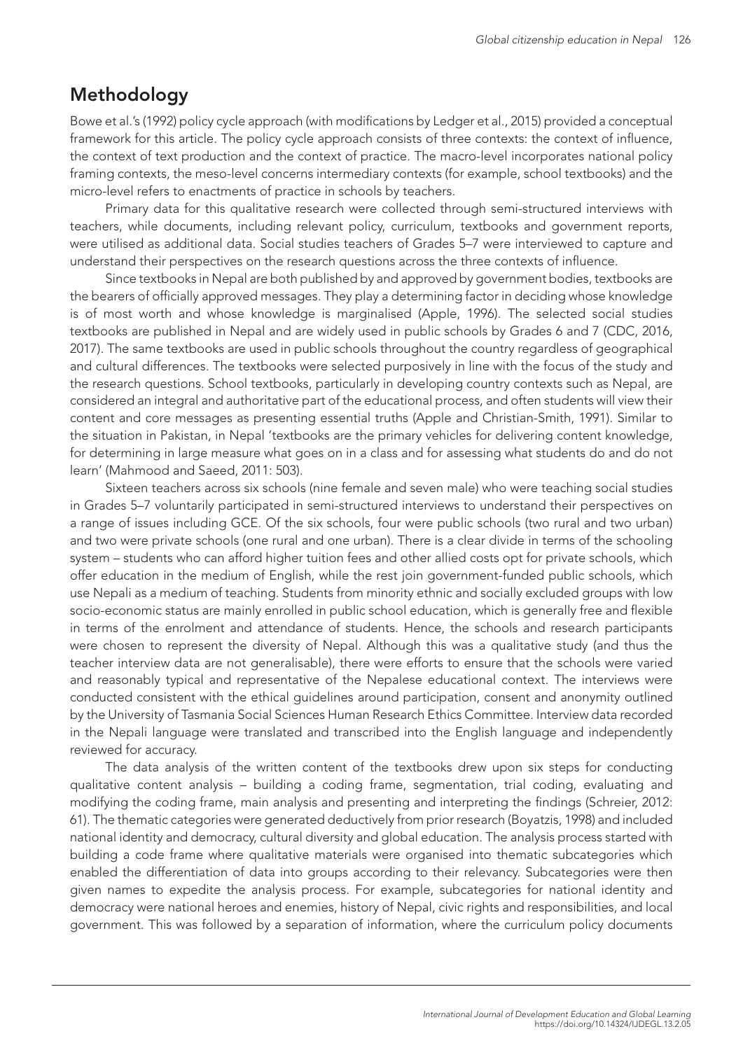## Methodology

Bowe et al.'s (1992) policy cycle approach (with modifications by Ledger et al., 2015) provided a conceptual framework for this article. The policy cycle approach consists of three contexts: the context of influence, the context of text production and the context of practice. The macro-level incorporates national policy framing contexts, the meso-level concerns intermediary contexts (for example, school textbooks) and the micro-level refers to enactments of practice in schools by teachers.

Primary data for this qualitative research were collected through semi-structured interviews with teachers, while documents, including relevant policy, curriculum, textbooks and government reports, were utilised as additional data. Social studies teachers of Grades 5–7 were interviewed to capture and understand their perspectives on the research questions across the three contexts of influence.

Since textbooks in Nepal are both published by and approved by government bodies, textbooks are the bearers of officially approved messages. They play a determining factor in deciding whose knowledge is of most worth and whose knowledge is marginalised (Apple, 1996). The selected social studies textbooks are published in Nepal and are widely used in public schools by Grades 6 and 7 (CDC, 2016, 2017). The same textbooks are used in public schools throughout the country regardless of geographical and cultural differences. The textbooks were selected purposively in line with the focus of the study and the research questions. School textbooks, particularly in developing country contexts such as Nepal, are considered an integral and authoritative part of the educational process, and often students will view their content and core messages as presenting essential truths (Apple and Christian-Smith, 1991). Similar to the situation in Pakistan, in Nepal 'textbooks are the primary vehicles for delivering content knowledge, for determining in large measure what goes on in a class and for assessing what students do and do not learn' (Mahmood and Saeed, 2011: 503).

Sixteen teachers across six schools (nine female and seven male) who were teaching social studies in Grades 5–7 voluntarily participated in semi-structured interviews to understand their perspectives on a range of issues including GCE. Of the six schools, four were public schools (two rural and two urban) and two were private schools (one rural and one urban). There is a clear divide in terms of the schooling system – students who can afford higher tuition fees and other allied costs opt for private schools, which offer education in the medium of English, while the rest join government-funded public schools, which use Nepali as a medium of teaching. Students from minority ethnic and socially excluded groups with low socio-economic status are mainly enrolled in public school education, which is generally free and flexible in terms of the enrolment and attendance of students. Hence, the schools and research participants were chosen to represent the diversity of Nepal. Although this was a qualitative study (and thus the teacher interview data are not generalisable), there were efforts to ensure that the schools were varied and reasonably typical and representative of the Nepalese educational context. The interviews were conducted consistent with the ethical guidelines around participation, consent and anonymity outlined by the University of Tasmania Social Sciences Human Research Ethics Committee. Interview data recorded in the Nepali language were translated and transcribed into the English language and independently reviewed for accuracy.

The data analysis of the written content of the textbooks drew upon six steps for conducting qualitative content analysis – building a coding frame, segmentation, trial coding, evaluating and modifying the coding frame, main analysis and presenting and interpreting the findings (Schreier, 2012: 61). The thematic categories were generated deductively from prior research (Boyatzis, 1998) and included national identity and democracy, cultural diversity and global education. The analysis process started with building a code frame where qualitative materials were organised into thematic subcategories which enabled the differentiation of data into groups according to their relevancy. Subcategories were then given names to expedite the analysis process. For example, subcategories for national identity and democracy were national heroes and enemies, history of Nepal, civic rights and responsibilities, and local government. This was followed by a separation of information, where the curriculum policy documents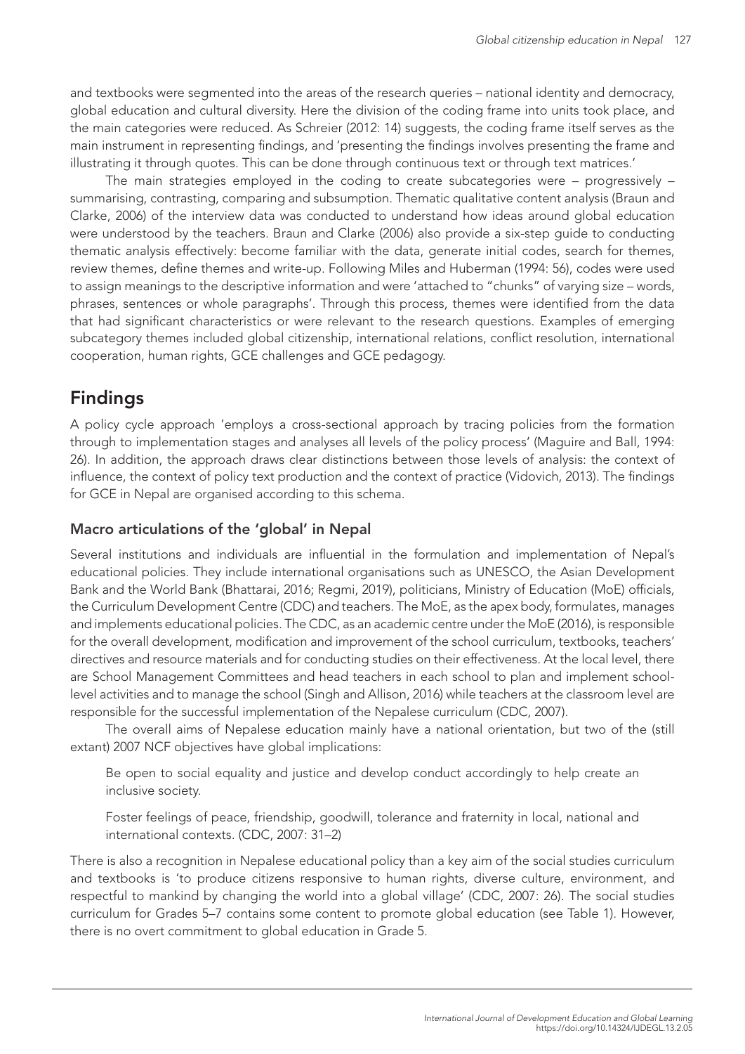and textbooks were segmented into the areas of the research queries – national identity and democracy, global education and cultural diversity. Here the division of the coding frame into units took place, and the main categories were reduced. As Schreier (2012: 14) suggests, the coding frame itself serves as the main instrument in representing findings, and 'presenting the findings involves presenting the frame and illustrating it through quotes. This can be done through continuous text or through text matrices.'

The main strategies employed in the coding to create subcategories were – progressively – summarising, contrasting, comparing and subsumption. Thematic qualitative content analysis (Braun and Clarke, 2006) of the interview data was conducted to understand how ideas around global education were understood by the teachers. Braun and Clarke (2006) also provide a six-step guide to conducting thematic analysis effectively: become familiar with the data, generate initial codes, search for themes, review themes, define themes and write-up. Following Miles and Huberman (1994: 56), codes were used to assign meanings to the descriptive information and were 'attached to "chunks" of varying size – words, phrases, sentences or whole paragraphs'. Through this process, themes were identified from the data that had significant characteristics or were relevant to the research questions. Examples of emerging subcategory themes included global citizenship, international relations, conflict resolution, international cooperation, human rights, GCE challenges and GCE pedagogy.

## Findings

A policy cycle approach 'employs a cross-sectional approach by tracing policies from the formation through to implementation stages and analyses all levels of the policy process' (Maguire and Ball, 1994: 26). In addition, the approach draws clear distinctions between those levels of analysis: the context of influence, the context of policy text production and the context of practice (Vidovich, 2013). The findings for GCE in Nepal are organised according to this schema.

### Macro articulations of the 'global' in Nepal

Several institutions and individuals are influential in the formulation and implementation of Nepal's educational policies. They include international organisations such as UNESCO, the Asian Development Bank and the World Bank (Bhattarai, 2016; Regmi, 2019), politicians, Ministry of Education (MoE) officials, the Curriculum Development Centre (CDC) and teachers. The MoE, as the apex body, formulates, manages and implements educational policies. The CDC, as an academic centre under the MoE (2016), is responsible for the overall development, modification and improvement of the school curriculum, textbooks, teachers' directives and resource materials and for conducting studies on their effectiveness. At the local level, there are School Management Committees and head teachers in each school to plan and implement school-level activities and to manage the school (Singh and Allison, 2016) while teachers at the classroom level are responsible for the successful implementation of the Nepalese curriculum (CDC, 2007).

The overall aims of Nepalese education mainly have a national orientation, but two of the (still extant) 2007 NCF objectives have global implications:

> Be open to social equality and justice and develop conduct accordingly to help create an inclusive society.
>
> Foster feelings of peace, friendship, goodwill, tolerance and fraternity in local, national and international contexts. (CDC, 2007: 31–2)

There is also a recognition in Nepalese educational policy than a key aim of the social studies curriculum and textbooks is 'to produce citizens responsive to human rights, diverse culture, environment, and respectful to mankind by changing the world into a global village' (CDC, 2007: 26). The social studies curriculum for Grades 5–7 contains some content to promote global education (see Table 1). However, there is no overt commitment to global education in Grade 5.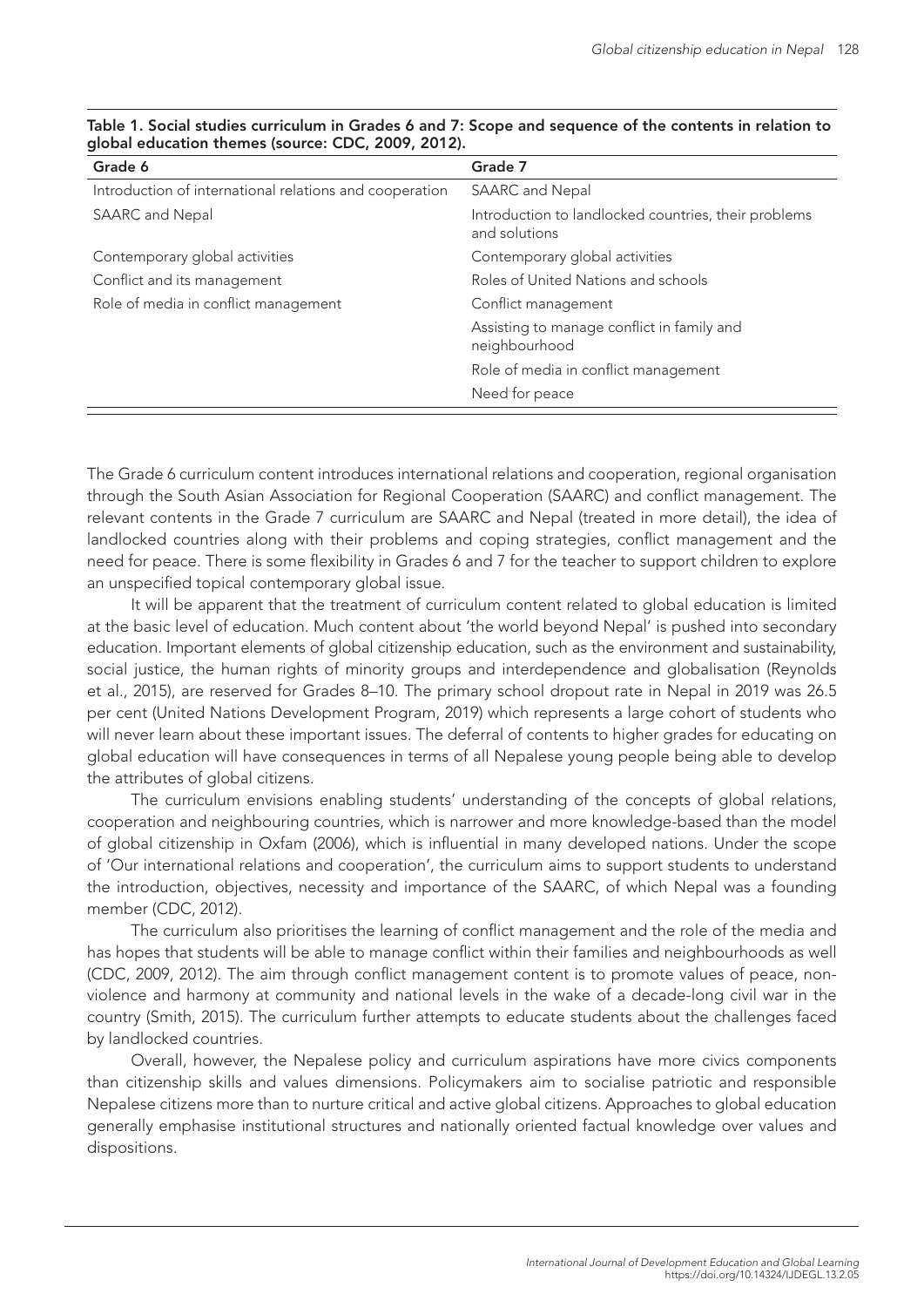**Table 1. Social studies curriculum in Grades 6 and 7: Scope and sequence of the contents in relation to global education themes (source: CDC, 2009, 2012).**

| Grade 6 | Grade 7 |
|---|---|
| Introduction of international relations and cooperation | SAARC and Nepal |
| SAARC and Nepal | Introduction to landlocked countries, their problems and solutions |
| Contemporary global activities | Contemporary global activities |
| Conflict and its management | Roles of United Nations and schools |
| Role of media in conflict management | Conflict management |
| | Assisting to manage conflict in family and neighbourhood |
| | Role of media in conflict management |
| | Need for peace |

The Grade 6 curriculum content introduces international relations and cooperation, regional organisation through the South Asian Association for Regional Cooperation (SAARC) and conflict management. The relevant contents in the Grade 7 curriculum are SAARC and Nepal (treated in more detail), the idea of landlocked countries along with their problems and coping strategies, conflict management and the need for peace. There is some flexibility in Grades 6 and 7 for the teacher to support children to explore an unspecified topical contemporary global issue.

It will be apparent that the treatment of curriculum content related to global education is limited at the basic level of education. Much content about 'the world beyond Nepal' is pushed into secondary education. Important elements of global citizenship education, such as the environment and sustainability, social justice, the human rights of minority groups and interdependence and globalisation (Reynolds et al., 2015), are reserved for Grades 8–10. The primary school dropout rate in Nepal in 2019 was 26.5 per cent (United Nations Development Program, 2019) which represents a large cohort of students who will never learn about these important issues. The deferral of contents to higher grades for educating on global education will have consequences in terms of all Nepalese young people being able to develop the attributes of global citizens.

The curriculum envisions enabling students' understanding of the concepts of global relations, cooperation and neighbouring countries, which is narrower and more knowledge-based than the model of global citizenship in Oxfam (2006), which is influential in many developed nations. Under the scope of 'Our international relations and cooperation', the curriculum aims to support students to understand the introduction, objectives, necessity and importance of the SAARC, of which Nepal was a founding member (CDC, 2012).

The curriculum also prioritises the learning of conflict management and the role of the media and has hopes that students will be able to manage conflict within their families and neighbourhoods as well (CDC, 2009, 2012). The aim through conflict management content is to promote values of peace, non-violence and harmony at community and national levels in the wake of a decade-long civil war in the country (Smith, 2015). The curriculum further attempts to educate students about the challenges faced by landlocked countries.

Overall, however, the Nepalese policy and curriculum aspirations have more civics components than citizenship skills and values dimensions. Policymakers aim to socialise patriotic and responsible Nepalese citizens more than to nurture critical and active global citizens. Approaches to global education generally emphasise institutional structures and nationally oriented factual knowledge over values and dispositions.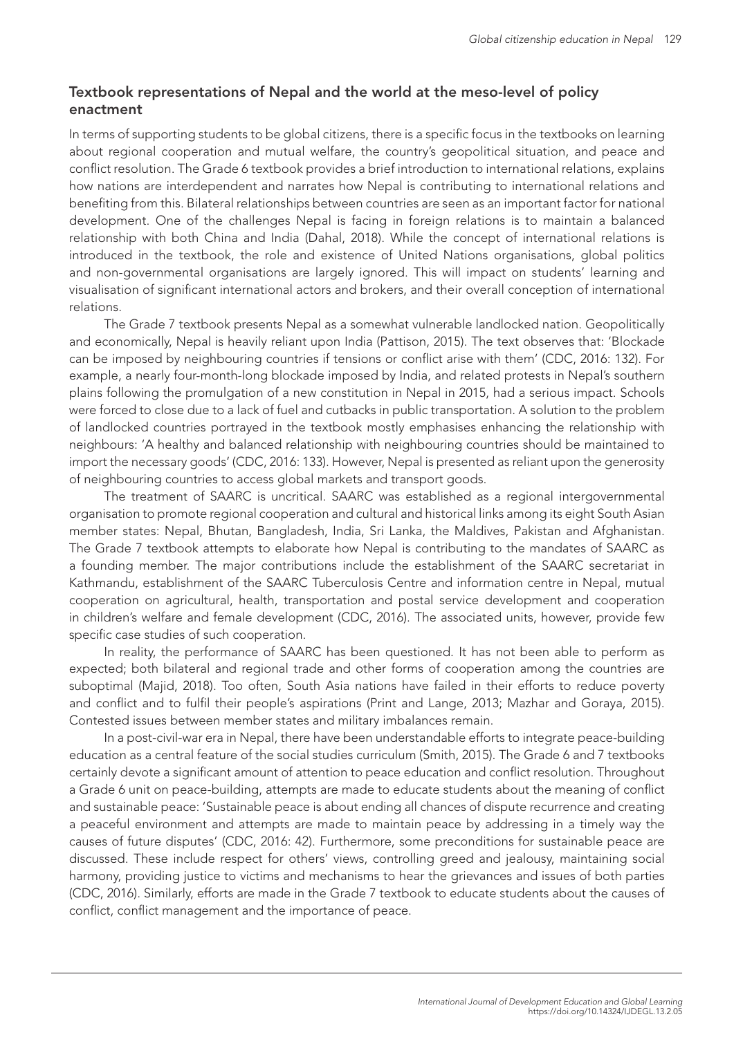## Textbook representations of Nepal and the world at the meso-level of policy enactment

In terms of supporting students to be global citizens, there is a specific focus in the textbooks on learning about regional cooperation and mutual welfare, the country's geopolitical situation, and peace and conflict resolution. The Grade 6 textbook provides a brief introduction to international relations, explains how nations are interdependent and narrates how Nepal is contributing to international relations and benefiting from this. Bilateral relationships between countries are seen as an important factor for national development. One of the challenges Nepal is facing in foreign relations is to maintain a balanced relationship with both China and India (Dahal, 2018). While the concept of international relations is introduced in the textbook, the role and existence of United Nations organisations, global politics and non-governmental organisations are largely ignored. This will impact on students' learning and visualisation of significant international actors and brokers, and their overall conception of international relations.

The Grade 7 textbook presents Nepal as a somewhat vulnerable landlocked nation. Geopolitically and economically, Nepal is heavily reliant upon India (Pattison, 2015). The text observes that: 'Blockade can be imposed by neighbouring countries if tensions or conflict arise with them' (CDC, 2016: 132). For example, a nearly four-month-long blockade imposed by India, and related protests in Nepal's southern plains following the promulgation of a new constitution in Nepal in 2015, had a serious impact. Schools were forced to close due to a lack of fuel and cutbacks in public transportation. A solution to the problem of landlocked countries portrayed in the textbook mostly emphasises enhancing the relationship with neighbours: 'A healthy and balanced relationship with neighbouring countries should be maintained to import the necessary goods' (CDC, 2016: 133). However, Nepal is presented as reliant upon the generosity of neighbouring countries to access global markets and transport goods.

The treatment of SAARC is uncritical. SAARC was established as a regional intergovernmental organisation to promote regional cooperation and cultural and historical links among its eight South Asian member states: Nepal, Bhutan, Bangladesh, India, Sri Lanka, the Maldives, Pakistan and Afghanistan. The Grade 7 textbook attempts to elaborate how Nepal is contributing to the mandates of SAARC as a founding member. The major contributions include the establishment of the SAARC secretariat in Kathmandu, establishment of the SAARC Tuberculosis Centre and information centre in Nepal, mutual cooperation on agricultural, health, transportation and postal service development and cooperation in children's welfare and female development (CDC, 2016). The associated units, however, provide few specific case studies of such cooperation.

In reality, the performance of SAARC has been questioned. It has not been able to perform as expected; both bilateral and regional trade and other forms of cooperation among the countries are suboptimal (Majid, 2018). Too often, South Asia nations have failed in their efforts to reduce poverty and conflict and to fulfil their people's aspirations (Print and Lange, 2013; Mazhar and Goraya, 2015). Contested issues between member states and military imbalances remain.

In a post-civil-war era in Nepal, there have been understandable efforts to integrate peace-building education as a central feature of the social studies curriculum (Smith, 2015). The Grade 6 and 7 textbooks certainly devote a significant amount of attention to peace education and conflict resolution. Throughout a Grade 6 unit on peace-building, attempts are made to educate students about the meaning of conflict and sustainable peace: 'Sustainable peace is about ending all chances of dispute recurrence and creating a peaceful environment and attempts are made to maintain peace by addressing in a timely way the causes of future disputes' (CDC, 2016: 42). Furthermore, some preconditions for sustainable peace are discussed. These include respect for others' views, controlling greed and jealousy, maintaining social harmony, providing justice to victims and mechanisms to hear the grievances and issues of both parties (CDC, 2016). Similarly, efforts are made in the Grade 7 textbook to educate students about the causes of conflict, conflict management and the importance of peace.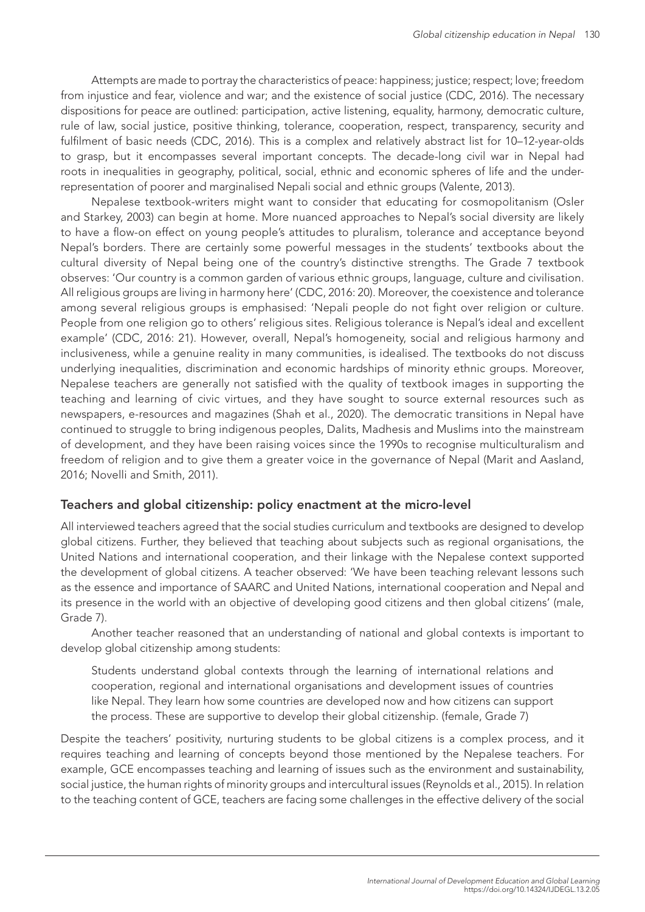Attempts are made to portray the characteristics of peace: happiness; justice; respect; love; freedom from injustice and fear, violence and war; and the existence of social justice (CDC, 2016). The necessary dispositions for peace are outlined: participation, active listening, equality, harmony, democratic culture, rule of law, social justice, positive thinking, tolerance, cooperation, respect, transparency, security and fulfilment of basic needs (CDC, 2016). This is a complex and relatively abstract list for 10–12-year-olds to grasp, but it encompasses several important concepts. The decade-long civil war in Nepal had roots in inequalities in geography, political, social, ethnic and economic spheres of life and the under-representation of poorer and marginalised Nepali social and ethnic groups (Valente, 2013).

Nepalese textbook-writers might want to consider that educating for cosmopolitanism (Osler and Starkey, 2003) can begin at home. More nuanced approaches to Nepal's social diversity are likely to have a flow-on effect on young people's attitudes to pluralism, tolerance and acceptance beyond Nepal's borders. There are certainly some powerful messages in the students' textbooks about the cultural diversity of Nepal being one of the country's distinctive strengths. The Grade 7 textbook observes: 'Our country is a common garden of various ethnic groups, language, culture and civilisation. All religious groups are living in harmony here' (CDC, 2016: 20). Moreover, the coexistence and tolerance among several religious groups is emphasised: 'Nepali people do not fight over religion or culture. People from one religion go to others' religious sites. Religious tolerance is Nepal's ideal and excellent example' (CDC, 2016: 21). However, overall, Nepal's homogeneity, social and religious harmony and inclusiveness, while a genuine reality in many communities, is idealised. The textbooks do not discuss underlying inequalities, discrimination and economic hardships of minority ethnic groups. Moreover, Nepalese teachers are generally not satisfied with the quality of textbook images in supporting the teaching and learning of civic virtues, and they have sought to source external resources such as newspapers, e-resources and magazines (Shah et al., 2020). The democratic transitions in Nepal have continued to struggle to bring indigenous peoples, Dalits, Madhesis and Muslims into the mainstream of development, and they have been raising voices since the 1990s to recognise multiculturalism and freedom of religion and to give them a greater voice in the governance of Nepal (Marit and Aasland, 2016; Novelli and Smith, 2011).

## Teachers and global citizenship: policy enactment at the micro-level

All interviewed teachers agreed that the social studies curriculum and textbooks are designed to develop global citizens. Further, they believed that teaching about subjects such as regional organisations, the United Nations and international cooperation, and their linkage with the Nepalese context supported the development of global citizens. A teacher observed: 'We have been teaching relevant lessons such as the essence and importance of SAARC and United Nations, international cooperation and Nepal and its presence in the world with an objective of developing good citizens and then global citizens' (male, Grade 7).

Another teacher reasoned that an understanding of national and global contexts is important to develop global citizenship among students:

> Students understand global contexts through the learning of international relations and cooperation, regional and international organisations and development issues of countries like Nepal. They learn how some countries are developed now and how citizens can support the process. These are supportive to develop their global citizenship. (female, Grade 7)

Despite the teachers' positivity, nurturing students to be global citizens is a complex process, and it requires teaching and learning of concepts beyond those mentioned by the Nepalese teachers. For example, GCE encompasses teaching and learning of issues such as the environment and sustainability, social justice, the human rights of minority groups and intercultural issues (Reynolds et al., 2015). In relation to the teaching content of GCE, teachers are facing some challenges in the effective delivery of the social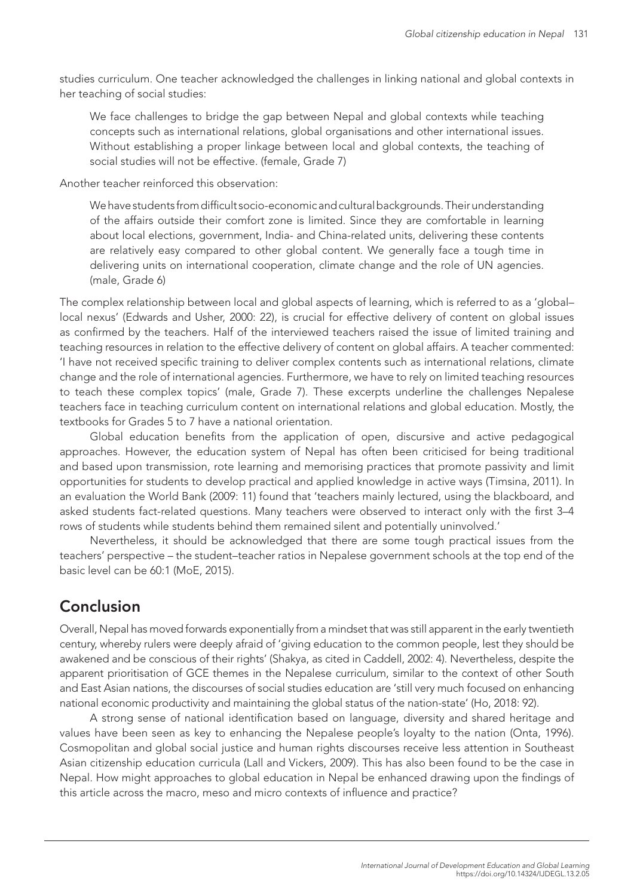studies curriculum. One teacher acknowledged the challenges in linking national and global contexts in her teaching of social studies:

> We face challenges to bridge the gap between Nepal and global contexts while teaching concepts such as international relations, global organisations and other international issues. Without establishing a proper linkage between local and global contexts, the teaching of social studies will not be effective. (female, Grade 7)

Another teacher reinforced this observation:

> We have students from difficult socio-economic and cultural backgrounds. Their understanding of the affairs outside their comfort zone is limited. Since they are comfortable in learning about local elections, government, India- and China-related units, delivering these contents are relatively easy compared to other global content. We generally face a tough time in delivering units on international cooperation, climate change and the role of UN agencies. (male, Grade 6)

The complex relationship between local and global aspects of learning, which is referred to as a 'global–local nexus' (Edwards and Usher, 2000: 22), is crucial for effective delivery of content on global issues as confirmed by the teachers. Half of the interviewed teachers raised the issue of limited training and teaching resources in relation to the effective delivery of content on global affairs. A teacher commented: 'I have not received specific training to deliver complex contents such as international relations, climate change and the role of international agencies. Furthermore, we have to rely on limited teaching resources to teach these complex topics' (male, Grade 7). These excerpts underline the challenges Nepalese teachers face in teaching curriculum content on international relations and global education. Mostly, the textbooks for Grades 5 to 7 have a national orientation.

Global education benefits from the application of open, discursive and active pedagogical approaches. However, the education system of Nepal has often been criticised for being traditional and based upon transmission, rote learning and memorising practices that promote passivity and limit opportunities for students to develop practical and applied knowledge in active ways (Timsina, 2011). In an evaluation the World Bank (2009: 11) found that 'teachers mainly lectured, using the blackboard, and asked students fact-related questions. Many teachers were observed to interact only with the first 3–4 rows of students while students behind them remained silent and potentially uninvolved.'

Nevertheless, it should be acknowledged that there are some tough practical issues from the teachers' perspective – the student–teacher ratios in Nepalese government schools at the top end of the basic level can be 60:1 (MoE, 2015).

## Conclusion

Overall, Nepal has moved forwards exponentially from a mindset that was still apparent in the early twentieth century, whereby rulers were deeply afraid of 'giving education to the common people, lest they should be awakened and be conscious of their rights' (Shakya, as cited in Caddell, 2002: 4). Nevertheless, despite the apparent prioritisation of GCE themes in the Nepalese curriculum, similar to the context of other South and East Asian nations, the discourses of social studies education are 'still very much focused on enhancing national economic productivity and maintaining the global status of the nation-state' (Ho, 2018: 92).

A strong sense of national identification based on language, diversity and shared heritage and values have been seen as key to enhancing the Nepalese people's loyalty to the nation (Onta, 1996). Cosmopolitan and global social justice and human rights discourses receive less attention in Southeast Asian citizenship education curricula (Lall and Vickers, 2009). This has also been found to be the case in Nepal. How might approaches to global education in Nepal be enhanced drawing upon the findings of this article across the macro, meso and micro contexts of influence and practice?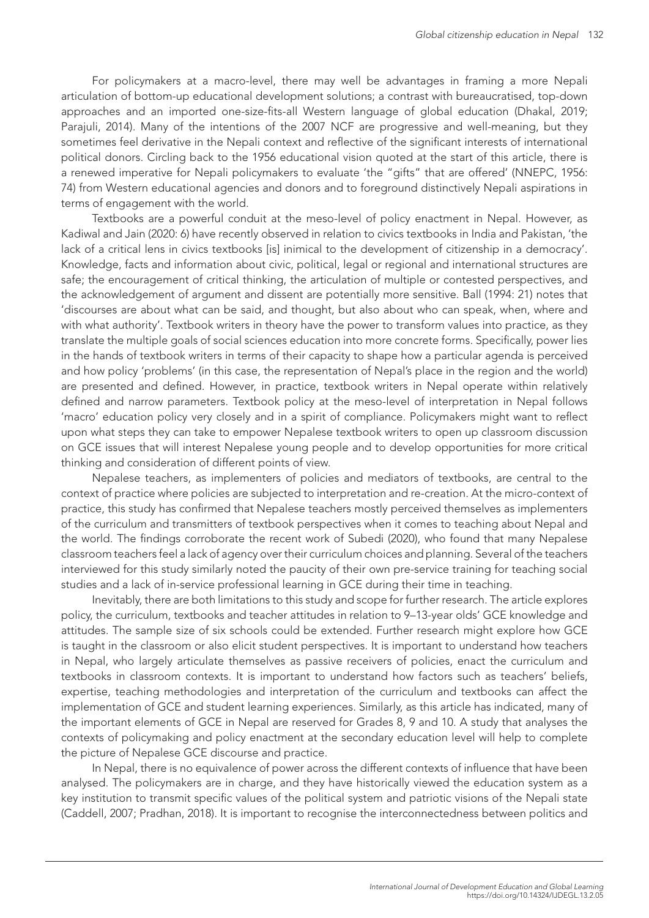For policymakers at a macro-level, there may well be advantages in framing a more Nepali articulation of bottom-up educational development solutions; a contrast with bureaucratised, top-down approaches and an imported one-size-fits-all Western language of global education (Dhakal, 2019; Parajuli, 2014). Many of the intentions of the 2007 NCF are progressive and well-meaning, but they sometimes feel derivative in the Nepali context and reflective of the significant interests of international political donors. Circling back to the 1956 educational vision quoted at the start of this article, there is a renewed imperative for Nepali policymakers to evaluate 'the "gifts" that are offered' (NNEPC, 1956: 74) from Western educational agencies and donors and to foreground distinctively Nepali aspirations in terms of engagement with the world.

Textbooks are a powerful conduit at the meso-level of policy enactment in Nepal. However, as Kadiwal and Jain (2020: 6) have recently observed in relation to civics textbooks in India and Pakistan, 'the lack of a critical lens in civics textbooks [is] inimical to the development of citizenship in a democracy'. Knowledge, facts and information about civic, political, legal or regional and international structures are safe; the encouragement of critical thinking, the articulation of multiple or contested perspectives, and the acknowledgement of argument and dissent are potentially more sensitive. Ball (1994: 21) notes that 'discourses are about what can be said, and thought, but also about who can speak, when, where and with what authority'. Textbook writers in theory have the power to transform values into practice, as they translate the multiple goals of social sciences education into more concrete forms. Specifically, power lies in the hands of textbook writers in terms of their capacity to shape how a particular agenda is perceived and how policy 'problems' (in this case, the representation of Nepal's place in the region and the world) are presented and defined. However, in practice, textbook writers in Nepal operate within relatively defined and narrow parameters. Textbook policy at the meso-level of interpretation in Nepal follows 'macro' education policy very closely and in a spirit of compliance. Policymakers might want to reflect upon what steps they can take to empower Nepalese textbook writers to open up classroom discussion on GCE issues that will interest Nepalese young people and to develop opportunities for more critical thinking and consideration of different points of view.

Nepalese teachers, as implementers of policies and mediators of textbooks, are central to the context of practice where policies are subjected to interpretation and re-creation. At the micro-context of practice, this study has confirmed that Nepalese teachers mostly perceived themselves as implementers of the curriculum and transmitters of textbook perspectives when it comes to teaching about Nepal and the world. The findings corroborate the recent work of Subedi (2020), who found that many Nepalese classroom teachers feel a lack of agency over their curriculum choices and planning. Several of the teachers interviewed for this study similarly noted the paucity of their own pre-service training for teaching social studies and a lack of in-service professional learning in GCE during their time in teaching.

Inevitably, there are both limitations to this study and scope for further research. The article explores policy, the curriculum, textbooks and teacher attitudes in relation to 9–13-year olds' GCE knowledge and attitudes. The sample size of six schools could be extended. Further research might explore how GCE is taught in the classroom or also elicit student perspectives. It is important to understand how teachers in Nepal, who largely articulate themselves as passive receivers of policies, enact the curriculum and textbooks in classroom contexts. It is important to understand how factors such as teachers' beliefs, expertise, teaching methodologies and interpretation of the curriculum and textbooks can affect the implementation of GCE and student learning experiences. Similarly, as this article has indicated, many of the important elements of GCE in Nepal are reserved for Grades 8, 9 and 10. A study that analyses the contexts of policymaking and policy enactment at the secondary education level will help to complete the picture of Nepalese GCE discourse and practice.

In Nepal, there is no equivalence of power across the different contexts of influence that have been analysed. The policymakers are in charge, and they have historically viewed the education system as a key institution to transmit specific values of the political system and patriotic visions of the Nepali state (Caddell, 2007; Pradhan, 2018). It is important to recognise the interconnectedness between politics and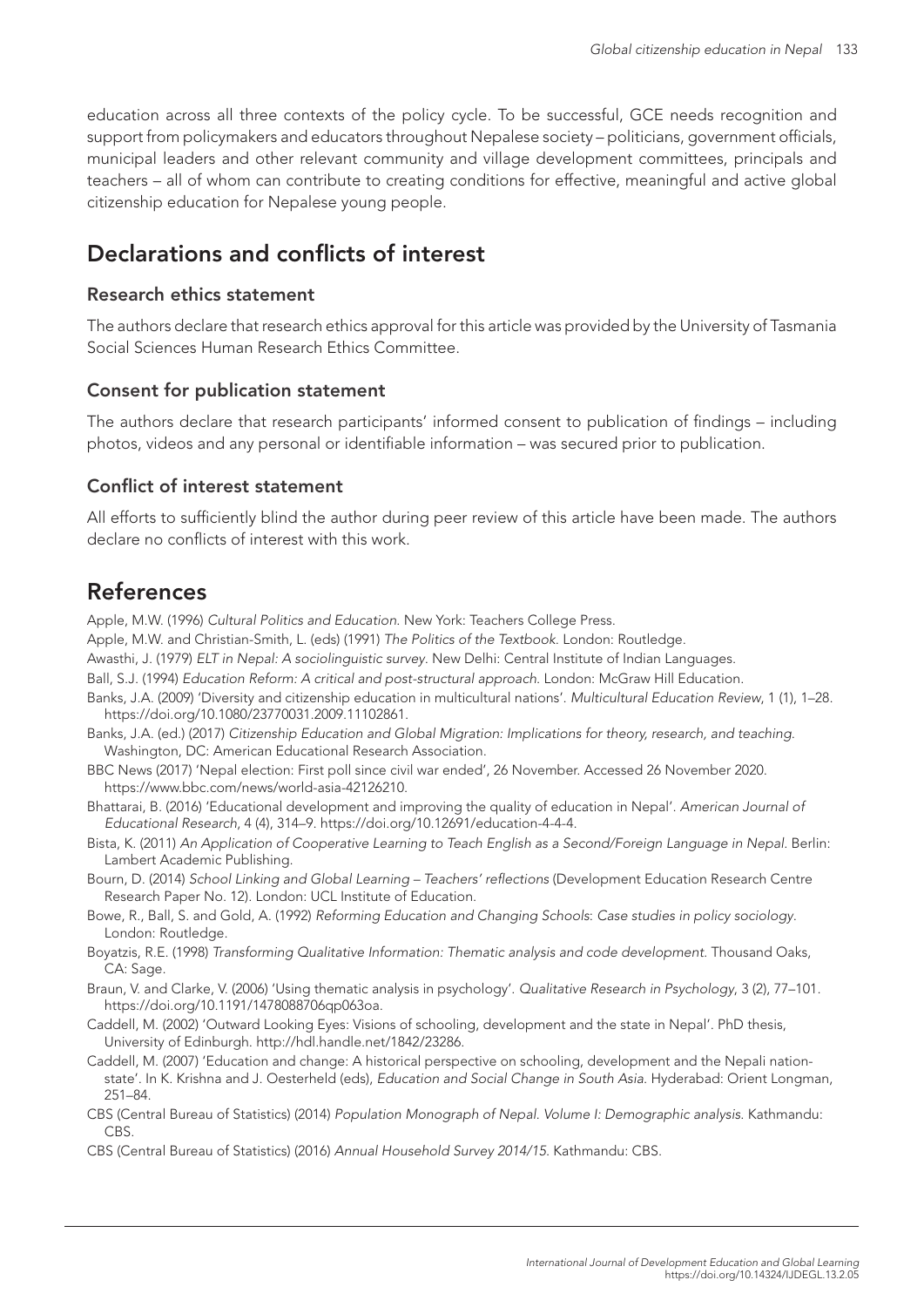education across all three contexts of the policy cycle. To be successful, GCE needs recognition and support from policymakers and educators throughout Nepalese society – politicians, government officials, municipal leaders and other relevant community and village development committees, principals and teachers – all of whom can contribute to creating conditions for effective, meaningful and active global citizenship education for Nepalese young people.

## Declarations and conflicts of interest

### Research ethics statement

The authors declare that research ethics approval for this article was provided by the University of Tasmania Social Sciences Human Research Ethics Committee.

### Consent for publication statement

The authors declare that research participants' informed consent to publication of findings – including photos, videos and any personal or identifiable information – was secured prior to publication.

### Conflict of interest statement

All efforts to sufficiently blind the author during peer review of this article have been made. The authors declare no conflicts of interest with this work.

## References

Apple, M.W. (1996) *Cultural Politics and Education*. New York: Teachers College Press.

Apple, M.W. and Christian-Smith, L. (eds) (1991) *The Politics of the Textbook*. London: Routledge.

Awasthi, J. (1979) *ELT in Nepal: A sociolinguistic survey*. New Delhi: Central Institute of Indian Languages.

Ball, S.J. (1994) *Education Reform: A critical and post-structural approach*. London: McGraw Hill Education.

Banks, J.A. (2009) 'Diversity and citizenship education in multicultural nations'. *Multicultural Education Review*, 1 (1), 1–28. https://doi.org/10.1080/23770031.2009.11102861.

Banks, J.A. (ed.) (2017) *Citizenship Education and Global Migration: Implications for theory, research, and teaching*. Washington, DC: American Educational Research Association.

BBC News (2017) 'Nepal election: First poll since civil war ended', 26 November. Accessed 26 November 2020. https://www.bbc.com/news/world-asia-42126210.

Bhattarai, B. (2016) 'Educational development and improving the quality of education in Nepal'. *American Journal of Educational Research*, 4 (4), 314–9. https://doi.org/10.12691/education-4-4-4.

Bista, K. (2011) *An Application of Cooperative Learning to Teach English as a Second/Foreign Language in Nepal*. Berlin: Lambert Academic Publishing.

Bourn, D. (2014) *School Linking and Global Learning – Teachers' reflections* (Development Education Research Centre Research Paper No. 12). London: UCL Institute of Education.

Bowe, R., Ball, S. and Gold, A. (1992) *Reforming Education and Changing Schools: Case studies in policy sociology*. London: Routledge.

Boyatzis, R.E. (1998) *Transforming Qualitative Information: Thematic analysis and code development*. Thousand Oaks, CA: Sage.

Braun, V. and Clarke, V. (2006) 'Using thematic analysis in psychology'. *Qualitative Research in Psychology*, 3 (2), 77–101. https://doi.org/10.1191/1478088706qp063oa.

Caddell, M. (2002) 'Outward Looking Eyes: Visions of schooling, development and the state in Nepal'. PhD thesis, University of Edinburgh. http://hdl.handle.net/1842/23286.

Caddell, M. (2007) 'Education and change: A historical perspective on schooling, development and the Nepali nation-state'. In K. Krishna and J. Oesterheld (eds), *Education and Social Change in South Asia*. Hyderabad: Orient Longman, 251–84.

CBS (Central Bureau of Statistics) (2014) *Population Monograph of Nepal. Volume I: Demographic analysis*. Kathmandu: CBS.

CBS (Central Bureau of Statistics) (2016) *Annual Household Survey 2014/15*. Kathmandu: CBS.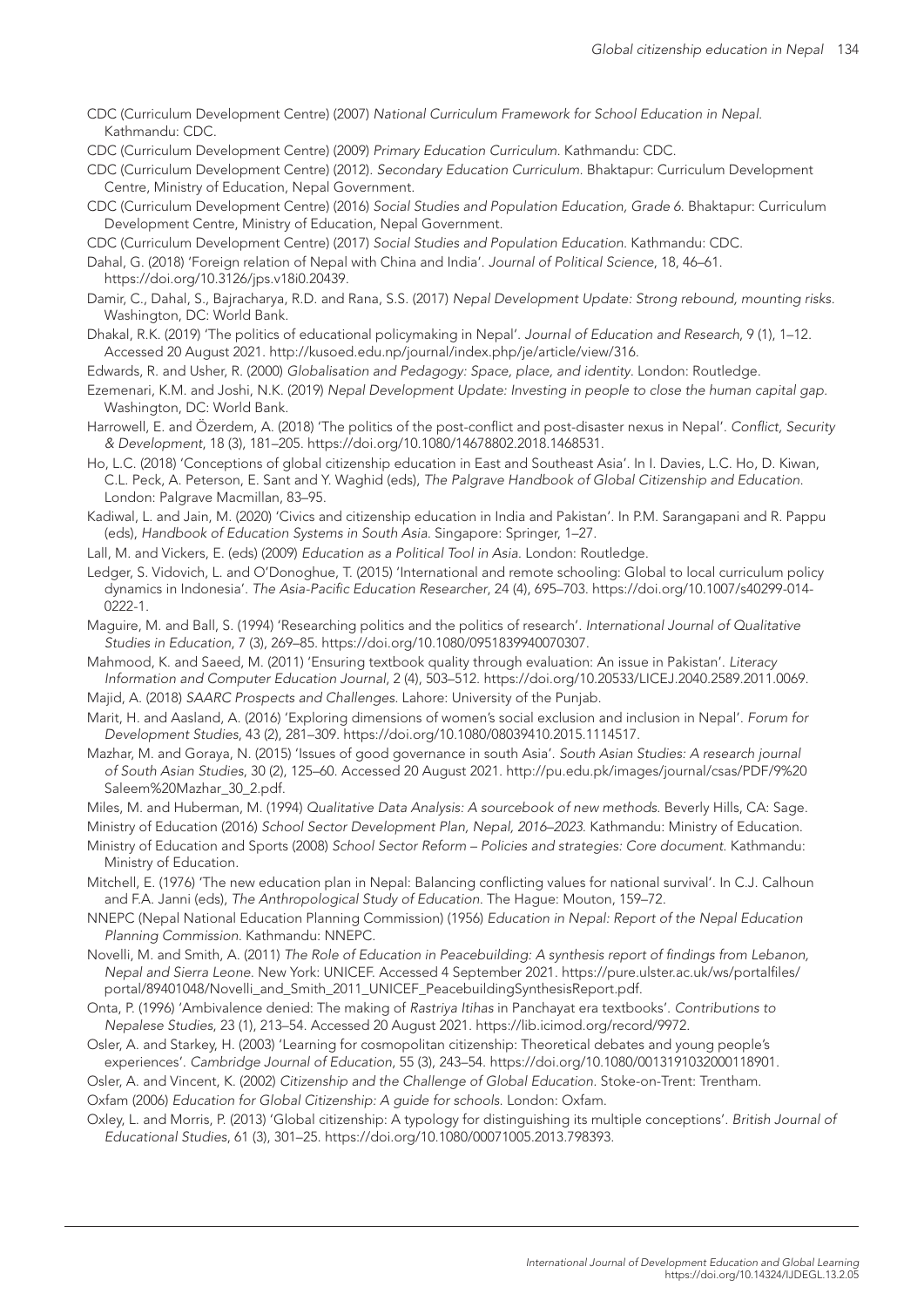CDC (Curriculum Development Centre) (2007) *National Curriculum Framework for School Education in Nepal*. Kathmandu: CDC.

CDC (Curriculum Development Centre) (2009) *Primary Education Curriculum*. Kathmandu: CDC.

CDC (Curriculum Development Centre) (2012). *Secondary Education Curriculum*. Bhaktapur: Curriculum Development Centre, Ministry of Education, Nepal Government.

CDC (Curriculum Development Centre) (2016) *Social Studies and Population Education, Grade 6*. Bhaktapur: Curriculum Development Centre, Ministry of Education, Nepal Government.

CDC (Curriculum Development Centre) (2017) *Social Studies and Population Education*. Kathmandu: CDC.

Dahal, G. (2018) 'Foreign relation of Nepal with China and India'. *Journal of Political Science*, 18, 46–61. https://doi.org/10.3126/jps.v18i0.20439.

Damir, C., Dahal, S., Bajracharya, R.D. and Rana, S.S. (2017) *Nepal Development Update: Strong rebound, mounting risks*. Washington, DC: World Bank.

Dhakal, R.K. (2019) 'The politics of educational policymaking in Nepal'. *Journal of Education and Research*, 9 (1), 1–12. Accessed 20 August 2021. http://kusoed.edu.np/journal/index.php/je/article/view/316.

Edwards, R. and Usher, R. (2000) *Globalisation and Pedagogy: Space, place, and identity*. London: Routledge.

Ezemenari, K.M. and Joshi, N.K. (2019) *Nepal Development Update: Investing in people to close the human capital gap*. Washington, DC: World Bank.

Harrowell, E. and Özerdem, A. (2018) 'The politics of the post-conflict and post-disaster nexus in Nepal'. *Conflict, Security & Development*, 18 (3), 181–205. https://doi.org/10.1080/14678802.2018.1468531.

Ho, L.C. (2018) 'Conceptions of global citizenship education in East and Southeast Asia'. In I. Davies, L.C. Ho, D. Kiwan, C.L. Peck, A. Peterson, E. Sant and Y. Waghid (eds), *The Palgrave Handbook of Global Citizenship and Education*. London: Palgrave Macmillan, 83–95.

Kadiwal, L. and Jain, M. (2020) 'Civics and citizenship education in India and Pakistan'. In P.M. Sarangapani and R. Pappu (eds), *Handbook of Education Systems in South Asia*. Singapore: Springer, 1–27.

Lall, M. and Vickers, E. (eds) (2009) *Education as a Political Tool in Asia*. London: Routledge.

Ledger, S. Vidovich, L. and O'Donoghue, T. (2015) 'International and remote schooling: Global to local curriculum policy dynamics in Indonesia'. *The Asia-Pacific Education Researcher*, 24 (4), 695–703. https://doi.org/10.1007/s40299-014-0222-1.

Maguire, M. and Ball, S. (1994) 'Researching politics and the politics of research'. *International Journal of Qualitative Studies in Education*, 7 (3), 269–85. https://doi.org/10.1080/0951839940070307.

Mahmood, K. and Saeed, M. (2011) 'Ensuring textbook quality through evaluation: An issue in Pakistan'. *Literacy Information and Computer Education Journal*, 2 (4), 503–512. https://doi.org/10.20533/LICEJ.2040.2589.2011.0069.

Majid, A. (2018) *SAARC Prospects and Challenges*. Lahore: University of the Punjab.

Marit, H. and Aasland, A. (2016) 'Exploring dimensions of women's social exclusion and inclusion in Nepal'. *Forum for Development Studies*, 43 (2), 281–309. https://doi.org/10.1080/08039410.2015.1114517.

Mazhar, M. and Goraya, N. (2015) 'Issues of good governance in south Asia'. *South Asian Studies: A research journal of South Asian Studies*, 30 (2), 125–60. Accessed 20 August 2021. http://pu.edu.pk/images/journal/csas/PDF/9%20Saleem%20Mazhar_30_2.pdf.

Miles, M. and Huberman, M. (1994) *Qualitative Data Analysis: A sourcebook of new methods*. Beverly Hills, CA: Sage.

Ministry of Education (2016) *School Sector Development Plan, Nepal, 2016–2023*. Kathmandu: Ministry of Education.

Ministry of Education and Sports (2008) *School Sector Reform – Policies and strategies: Core document*. Kathmandu: Ministry of Education.

Mitchell, E. (1976) 'The new education plan in Nepal: Balancing conflicting values for national survival'. In C.J. Calhoun and F.A. Janni (eds), *The Anthropological Study of Education*. The Hague: Mouton, 159–72.

NNEPC (Nepal National Education Planning Commission) (1956) *Education in Nepal: Report of the Nepal Education Planning Commission*. Kathmandu: NNEPC.

Novelli, M. and Smith, A. (2011) *The Role of Education in Peacebuilding: A synthesis report of findings from Lebanon, Nepal and Sierra Leone*. New York: UNICEF. Accessed 4 September 2021. https://pure.ulster.ac.uk/ws/portalfiles/portal/89401048/Novelli_and_Smith_2011_UNICEF_PeacebuildingSynthesisReport.pdf.

Onta, P. (1996) 'Ambivalence denied: The making of *Rastriya Itihas* in Panchayat era textbooks'. *Contributions to Nepalese Studies*, 23 (1), 213–54. Accessed 20 August 2021. https://lib.icimod.org/record/9972.

Osler, A. and Starkey, H. (2003) 'Learning for cosmopolitan citizenship: Theoretical debates and young people's experiences'. *Cambridge Journal of Education*, 55 (3), 243–54. https://doi.org/10.1080/0013191032000118901.

Osler, A. and Vincent, K. (2002) *Citizenship and the Challenge of Global Education*. Stoke-on-Trent: Trentham.

Oxfam (2006) *Education for Global Citizenship: A guide for schools*. London: Oxfam.

Oxley, L. and Morris, P. (2013) 'Global citizenship: A typology for distinguishing its multiple conceptions'. *British Journal of Educational Studies*, 61 (3), 301–25. https://doi.org/10.1080/00071005.2013.798393.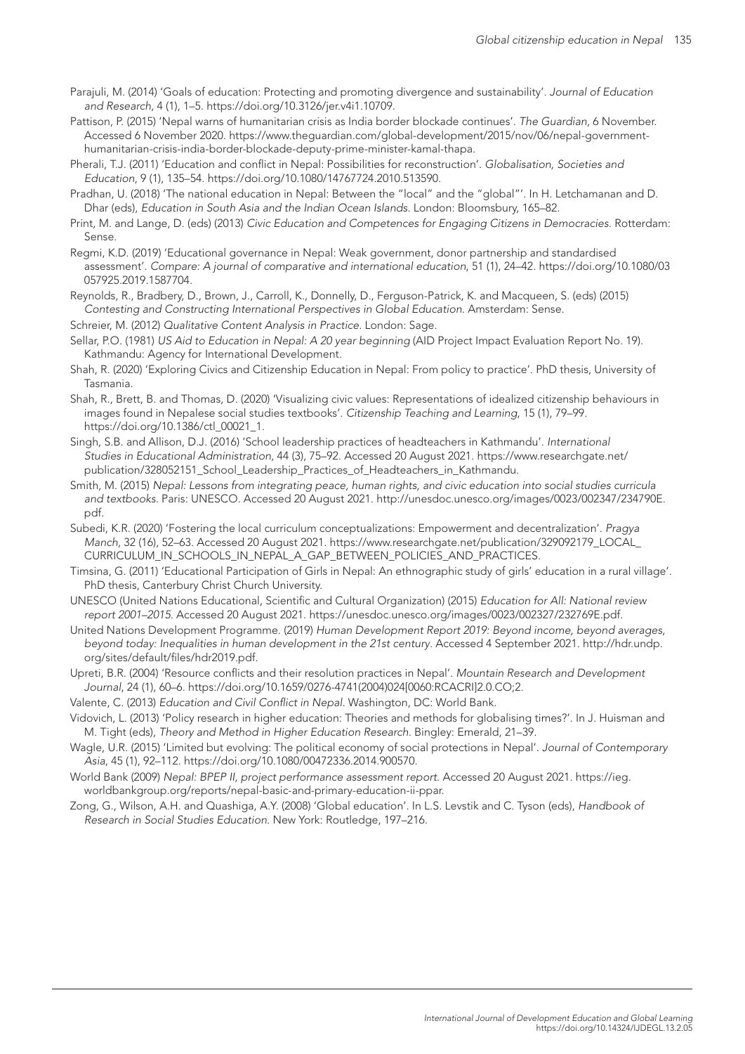Parajuli, M. (2014) 'Goals of education: Protecting and promoting divergence and sustainability'. *Journal of Education and Research*, 4 (1), 1–5. https://doi.org/10.3126/jer.v4i1.10709.

Pattison, P. (2015) 'Nepal warns of humanitarian crisis as India border blockade continues'. *The Guardian*, 6 November. Accessed 6 November 2020. https://www.theguardian.com/global-development/2015/nov/06/nepal-government-humanitarian-crisis-india-border-blockade-deputy-prime-minister-kamal-thapa.

Pherali, T.J. (2011) 'Education and conflict in Nepal: Possibilities for reconstruction'. *Globalisation, Societies and Education*, 9 (1), 135–54. https://doi.org/10.1080/14767724.2010.513590.

Pradhan, U. (2018) 'The national education in Nepal: Between the "local" and the "global"'. In H. Letchamanan and D. Dhar (eds), *Education in South Asia and the Indian Ocean Islands*. London: Bloomsbury, 165–82.

Print, M. and Lange, D. (eds) (2013) *Civic Education and Competences for Engaging Citizens in Democracies*. Rotterdam: Sense.

Regmi, K.D. (2019) 'Educational governance in Nepal: Weak government, donor partnership and standardised assessment'. *Compare: A journal of comparative and international education*, 51 (1), 24–42. https://doi.org/10.1080/03057925.2019.1587704.

Reynolds, R., Bradbery, D., Brown, J., Carroll, K., Donnelly, D., Ferguson-Patrick, K. and Macqueen, S. (eds) (2015) *Contesting and Constructing International Perspectives in Global Education*. Amsterdam: Sense.

Schreier, M. (2012) *Qualitative Content Analysis in Practice*. London: Sage.

Sellar, P.O. (1981) *US Aid to Education in Nepal: A 20 year beginning* (AID Project Impact Evaluation Report No. 19). Kathmandu: Agency for International Development.

Shah, R. (2020) 'Exploring Civics and Citizenship Education in Nepal: From policy to practice'. PhD thesis, University of Tasmania.

Shah, R., Brett, B. and Thomas, D. (2020) 'Visualizing civic values: Representations of idealized citizenship behaviours in images found in Nepalese social studies textbooks'. *Citizenship Teaching and Learning*, 15 (1), 79–99. https://doi.org/10.1386/ctl_00021_1.

Singh, S.B. and Allison, D.J. (2016) 'School leadership practices of headteachers in Kathmandu'. *International Studies in Educational Administration*, 44 (3), 75–92. Accessed 20 August 2021. https://www.researchgate.net/publication/328052151_School_Leadership_Practices_of_Headteachers_in_Kathmandu.

Smith, M. (2015) *Nepal: Lessons from integrating peace, human rights, and civic education into social studies curricula and textbooks*. Paris: UNESCO. Accessed 20 August 2021. http://unesdoc.unesco.org/images/0023/002347/234790E.pdf.

Subedi, K.R. (2020) 'Fostering the local curriculum conceptualizations: Empowerment and decentralization'. *Pragya Manch*, 32 (16), 52–63. Accessed 20 August 2021. https://www.researchgate.net/publication/329092179_LOCAL_CURRICULUM_IN_SCHOOLS_IN_NEPAL_A_GAP_BETWEEN_POLICIES_AND_PRACTICES.

Timsina, G. (2011) 'Educational Participation of Girls in Nepal: An ethnographic study of girls' education in a rural village'. PhD thesis, Canterbury Christ Church University.

UNESCO (United Nations Educational, Scientific and Cultural Organization) (2015) *Education for All: National review report 2001–2015*. Accessed 20 August 2021. https://unesdoc.unesco.org/images/0023/002327/232769E.pdf.

United Nations Development Programme. (2019) *Human Development Report 2019: Beyond income, beyond averages, beyond today: Inequalities in human development in the 21st century*. Accessed 4 September 2021. http://hdr.undp.org/sites/default/files/hdr2019.pdf.

Upreti, B.R. (2004) 'Resource conflicts and their resolution practices in Nepal'. *Mountain Research and Development Journal*, 24 (1), 60–6. https://doi.org/10.1659/0276-4741(2004)024[0060:RCACRI]2.0.CO;2.

Valente, C. (2013) *Education and Civil Conflict in Nepal*. Washington, DC: World Bank.

Vidovich, L. (2013) 'Policy research in higher education: Theories and methods for globalising times?'. In J. Huisman and M. Tight (eds), *Theory and Method in Higher Education Research*. Bingley: Emerald, 21–39.

Wagle, U.R. (2015) 'Limited but evolving: The political economy of social protections in Nepal'. *Journal of Contemporary Asia*, 45 (1), 92–112. https://doi.org/10.1080/00472336.2014.900570.

World Bank (2009) *Nepal: BPEP II, project performance assessment report*. Accessed 20 August 2021. https://ieg.worldbankgroup.org/reports/nepal-basic-and-primary-education-ii-ppar.

Zong, G., Wilson, A.H. and Quashiga, A.Y. (2008) 'Global education'. In L.S. Levstik and C. Tyson (eds), *Handbook of Research in Social Studies Education*. New York: Routledge, 197–216.